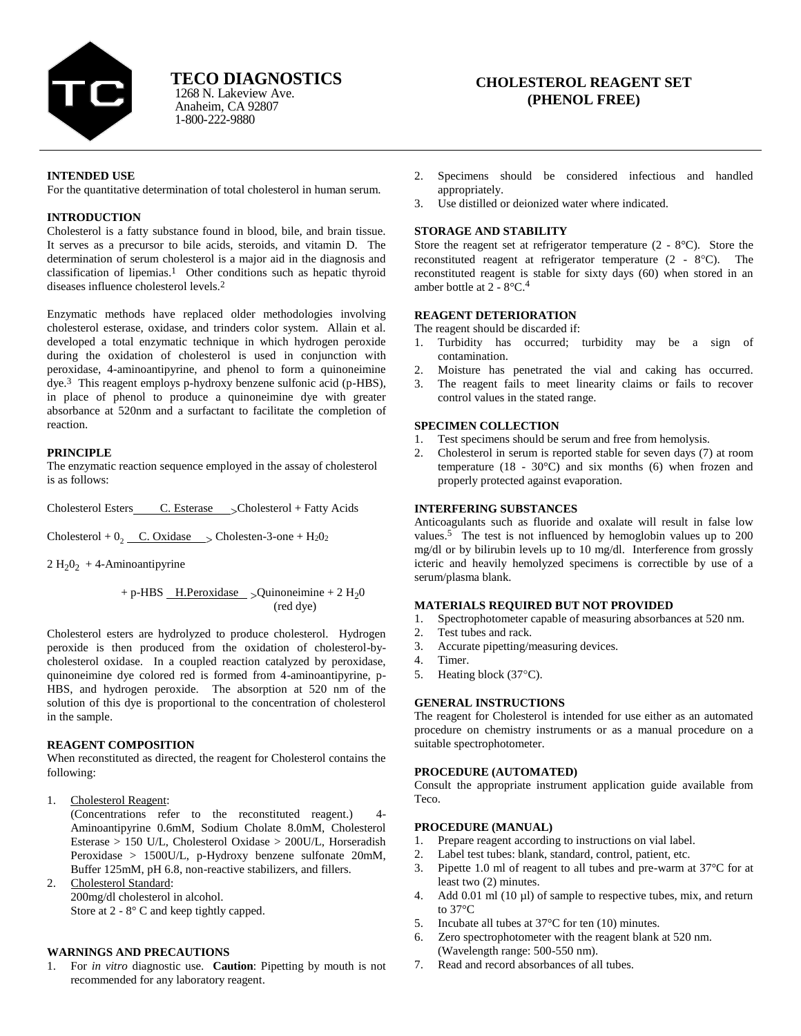# TECO DIAGNOSTICS

1268 N. Lakeview Ave.
Anaheim, CA 92807
1-800-222-9880

## CHOLESTEROL REAGENT SET (PHENOL FREE)

### INTENDED USE

For the quantitative determination of total cholesterol in human serum.

### INTRODUCTION

Cholesterol is a fatty substance found in blood, bile, and brain tissue. It serves as a precursor to bile acids, steroids, and vitamin D. The determination of serum cholesterol is a major aid in the diagnosis and classification of lipemias.[1] Other conditions such as hepatic thyroid diseases influence cholesterol levels.[2]

Enzymatic methods have replaced older methodologies involving cholesterol esterase, oxidase, and trinders color system. Allain et al. developed a total enzymatic technique in which hydrogen peroxide during the oxidation of cholesterol is used in conjunction with peroxidase, 4-aminoantipyrine, and phenol to form a quinoneimine dye.[3] This reagent employs p-hydroxy benzene sulfonic acid (p-HBS), in place of phenol to produce a quinoneimine dye with greater absorbance at 520nm and a surfactant to facilitate the completion of reaction.

### PRINCIPLE

The enzymatic reaction sequence employed in the assay of cholesterol is as follows:

$$\text{Cholesterol Esters} \xrightarrow{\text{C. Esterase}} \text{Cholesterol + Fatty Acids}$$

$$\text{Cholesterol} + O_2 \xrightarrow{\text{C. Oxidase}} \text{Cholesten-3-one} + H_2O_2$$

$$2\,H_2O_2 + \text{4-Aminoantipyrine} + \text{p-HBS} \xrightarrow{\text{H.Peroxidase}} \text{Quinoneimine (red dye)} + 2\,H_2O$$

Cholesterol esters are hydrolyzed to produce cholesterol. Hydrogen peroxide is then produced from the oxidation of cholesterol-by-cholesterol oxidase. In a coupled reaction catalyzed by peroxidase, quinoneimine dye colored red is formed from 4-aminoantipyrine, p-HBS, and hydrogen peroxide. The absorption at 520 nm of the solution of this dye is proportional to the concentration of cholesterol in the sample.

### REAGENT COMPOSITION

When reconstituted as directed, the reagent for Cholesterol contains the following:

1. Cholesterol Reagent:
   (Concentrations refer to the reconstituted reagent.) 4-Aminoantipyrine 0.6mM, Sodium Cholate 8.0mM, Cholesterol Esterase > 150 U/L, Cholesterol Oxidase > 200U/L, Horseradish Peroxidase > 1500U/L, p-Hydroxy benzene sulfonate 20mM, Buffer 125mM, pH 6.8, non-reactive stabilizers, and fillers.
2. Cholesterol Standard:
   200mg/dl cholesterol in alcohol.
   Store at 2 - 8° C and keep tightly capped.

### WARNINGS AND PRECAUTIONS

1. For *in vitro* diagnostic use. **Caution**: Pipetting by mouth is not recommended for any laboratory reagent.
2. Specimens should be considered infectious and handled appropriately.
3. Use distilled or deionized water where indicated.

### STORAGE AND STABILITY

Store the reagent set at refrigerator temperature (2 - 8°C). Store the reconstituted reagent at refrigerator temperature (2 - 8°C). The reconstituted reagent is stable for sixty days (60) when stored in an amber bottle at 2 - 8°C.[4]

### REAGENT DETERIORATION

The reagent should be discarded if:

1. Turbidity has occurred; turbidity may be a sign of contamination.
2. Moisture has penetrated the vial and caking has occurred.
3. The reagent fails to meet linearity claims or fails to recover control values in the stated range.

### SPECIMEN COLLECTION

1. Test specimens should be serum and free from hemolysis.
2. Cholesterol in serum is reported stable for seven days (7) at room temperature (18 - 30°C) and six months (6) when frozen and properly protected against evaporation.

### INTERFERING SUBSTANCES

Anticoagulants such as fluoride and oxalate will result in false low values.[5] The test is not influenced by hemoglobin values up to 200 mg/dl or by bilirubin levels up to 10 mg/dl. Interference from grossly icteric and heavily hemolyzed specimens is correctible by use of a serum/plasma blank.

### MATERIALS REQUIRED BUT NOT PROVIDED

1. Spectrophotometer capable of measuring absorbances at 520 nm.
2. Test tubes and rack.
3. Accurate pipetting/measuring devices.
4. Timer.
5. Heating block (37°C).

### GENERAL INSTRUCTIONS

The reagent for Cholesterol is intended for use either as an automated procedure on chemistry instruments or as a manual procedure on a suitable spectrophotometer.

### PROCEDURE (AUTOMATED)

Consult the appropriate instrument application guide available from Teco.

### PROCEDURE (MANUAL)

1. Prepare reagent according to instructions on vial label.
2. Label test tubes: blank, standard, control, patient, etc.
3. Pipette 1.0 ml of reagent to all tubes and pre-warm at 37°C for at least two (2) minutes.
4. Add 0.01 ml (10 µl) of sample to respective tubes, mix, and return to 37°C
5. Incubate all tubes at 37°C for ten (10) minutes.
6. Zero spectrophotometer with the reagent blank at 520 nm. (Wavelength range: 500-550 nm).
7. Read and record absorbances of all tubes.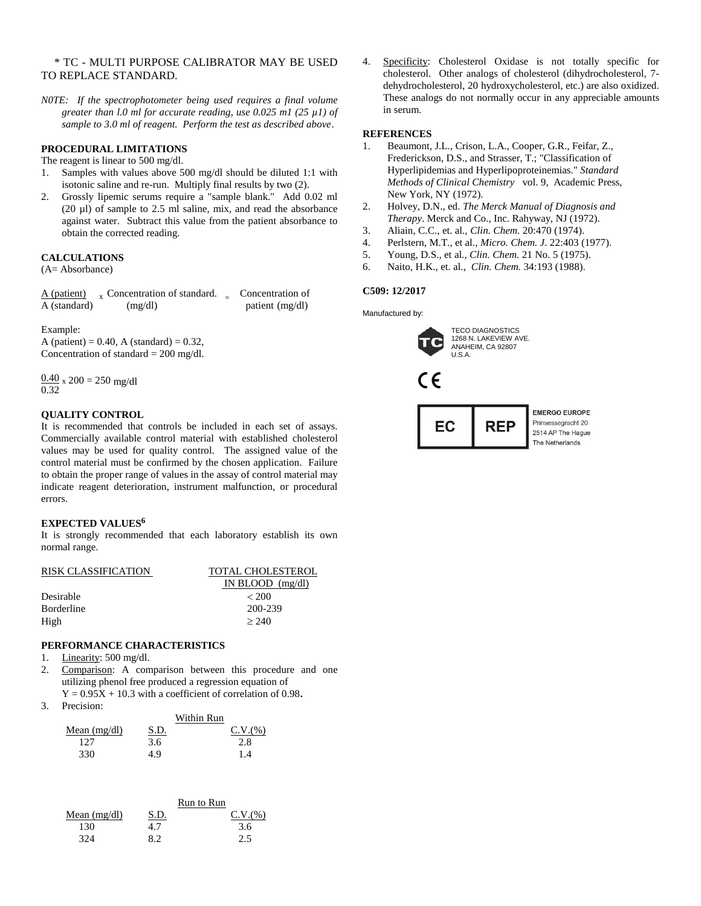\* TC - MULTI PURPOSE CALIBRATOR MAY BE USED TO REPLACE STANDARD.

*N0TE: If the spectrophotometer being used requires a final volume greater than l.0 ml for accurate reading, use 0.025 m1 (25 µ1) of sample to 3.0 ml of reagent. Perform the test as described above.*

**PROCEDURAL LIMITATIONS**

The reagent is linear to 500 mg/dl.

1. Samples with values above 500 mg/dl should be diluted 1:1 with isotonic saline and re-run. Multiply final results by two (2).
2. Grossly lipemic serums require a "sample blank." Add 0.02 ml (20 µl) of sample to 2.5 ml saline, mix, and read the absorbance against water. Subtract this value from the patient absorbance to obtain the corrected reading.

**CALCULATIONS**

(A= Absorbance)

$$\frac{\text{A (patient)}}{\text{A (standard)}} \times \text{Concentration of standard (mg/dl)} = \text{Concentration of patient (mg/dl)}$$

Example:
A (patient) = 0.40, A (standard) = 0.32,
Concentration of standard = 200 mg/dl.

$$\frac{0.40}{0.32} \times 200 = 250 \text{ mg/dl}$$

**QUALITY CONTROL**

It is recommended that controls be included in each set of assays. Commercially available control material with established cholesterol values may be used for quality control. The assigned value of the control material must be confirmed by the chosen application. Failure to obtain the proper range of values in the assay of control material may indicate reagent deterioration, instrument malfunction, or procedural errors.

**EXPECTED VALUES[6]**

It is strongly recommended that each laboratory establish its own normal range.

| RISK CLASSIFICATION | TOTAL CHOLESTEROL IN BLOOD (mg/dl) |
|---|---|
| Desirable | < 200 |
| Borderline | 200-239 |
| High | ≥ 240 |

**PERFORMANCE CHARACTERISTICS**

1. Linearity: 500 mg/dl.
2. Comparison: A comparison between this procedure and one utilizing phenol free produced a regression equation of $Y = 0.95X + 10.3$ with a coefficient of correlation of 0.98.
3. Precision:

Within Run

| Mean (mg/dl) | S.D. | C.V.(%) |
|---|---|---|
| 127 | 3.6 | 2.8 |
| 330 | 4.9 | 1.4 |

Run to Run

| Mean (mg/dl) | S.D. | C.V.(%) |
|---|---|---|
| 130 | 4.7 | 3.6 |
| 324 | 8.2 | 2.5 |

4. Specificity: Cholesterol Oxidase is not totally specific for cholesterol. Other analogs of cholesterol (dihydrocholesterol, 7-dehydrocholesterol, 20 hydroxycholesterol, etc.) are also oxidized. These analogs do not normally occur in any appreciable amounts in serum.

**REFERENCES**

1. Beaumont, J.L., Crison, L.A., Cooper, G.R., Feifar, Z., Frederickson, D.S., and Strasser, T.; "Classification of Hyperlipidemias and Hyperlipoproteinemias." *Standard Methods of Clinical Chemistry* vol. 9, Academic Press, New York, NY (1972).
2. Holvey, D.N., ed. *The Merck Manual of Diagnosis and Therapy*. Merck and Co., Inc. Rahyway, NJ (1972).
3. Aliain, C.C., et. al., *Clin. Chem.* 20:470 (1974).
4. Perlstern, M.T., et al., *Micro. Chem. J*. 22:403 (1977).
5. Young, D.S., et al., *Clin. Chem.* 21 No. 5 (1975).
6. Naito, H.K., et. al., *Clin. Chem.* 34:193 (1988).

**C509: 12/2017**

Manufactured by:

TECO DIAGNOSTICS
1268 N. LAKEVIEW AVE.
ANAHEIM, CA 92807
U.S.A.

CE

EC REP

EMERGO EUROPE
Prinsessegracht 20
2514 AP The Hague
The Netherlands